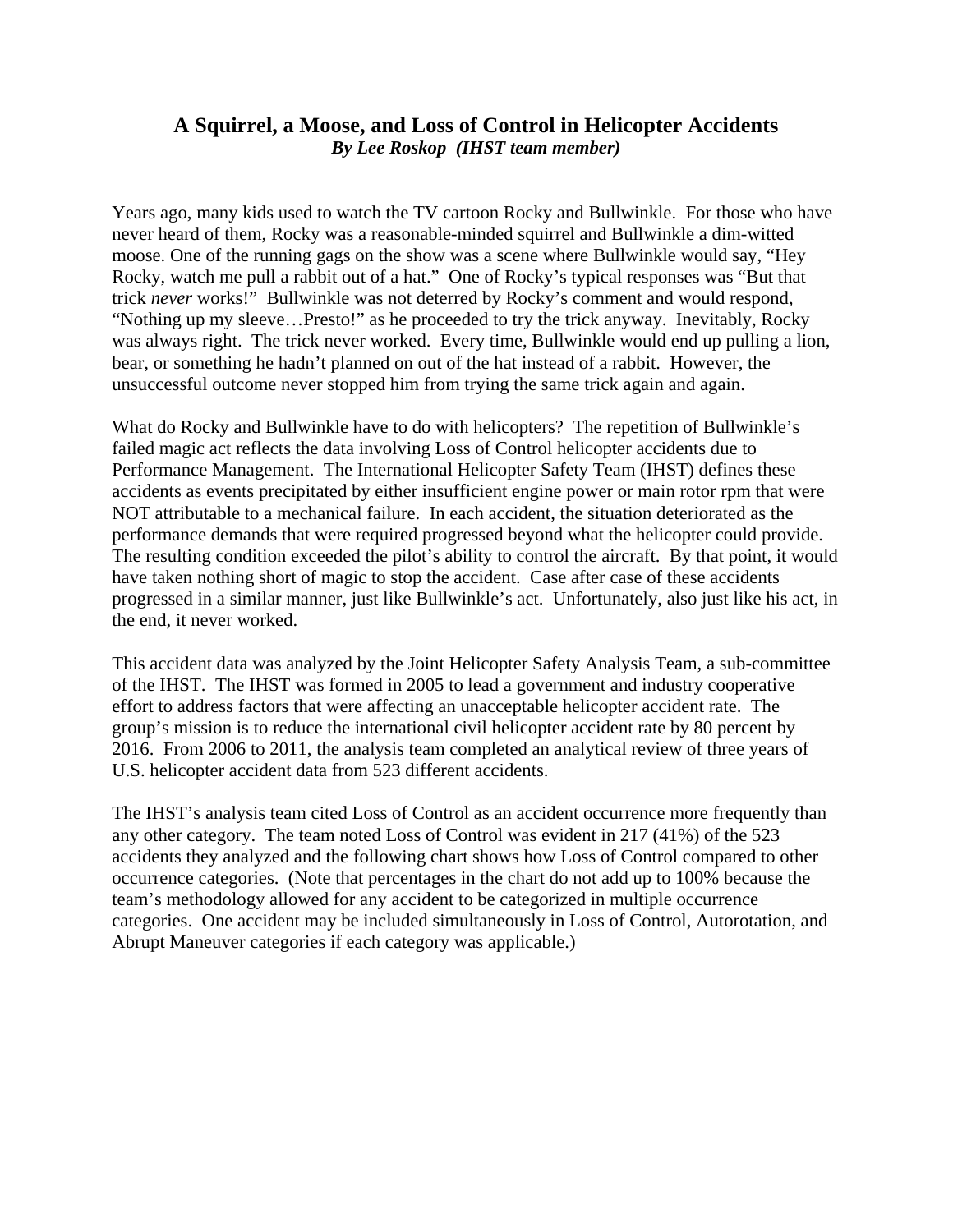# A Squirrel, a Moose, and Loss of Control in Helicopter Accidents

***By Lee Roskop (IHST team member)***

Years ago, many kids used to watch the TV cartoon Rocky and Bullwinkle. For those who have never heard of them, Rocky was a reasonable-minded squirrel and Bullwinkle a dim-witted moose. One of the running gags on the show was a scene where Bullwinkle would say, "Hey Rocky, watch me pull a rabbit out of a hat." One of Rocky's typical responses was "But that trick *never* works!" Bullwinkle was not deterred by Rocky's comment and would respond, "Nothing up my sleeve…Presto!" as he proceeded to try the trick anyway. Inevitably, Rocky was always right. The trick never worked. Every time, Bullwinkle would end up pulling a lion, bear, or something he hadn't planned on out of the hat instead of a rabbit. However, the unsuccessful outcome never stopped him from trying the same trick again and again.

What do Rocky and Bullwinkle have to do with helicopters? The repetition of Bullwinkle's failed magic act reflects the data involving Loss of Control helicopter accidents due to Performance Management. The International Helicopter Safety Team (IHST) defines these accidents as events precipitated by either insufficient engine power or main rotor rpm that were NOT attributable to a mechanical failure. In each accident, the situation deteriorated as the performance demands that were required progressed beyond what the helicopter could provide. The resulting condition exceeded the pilot's ability to control the aircraft. By that point, it would have taken nothing short of magic to stop the accident. Case after case of these accidents progressed in a similar manner, just like Bullwinkle's act. Unfortunately, also just like his act, in the end, it never worked.

This accident data was analyzed by the Joint Helicopter Safety Analysis Team, a sub-committee of the IHST. The IHST was formed in 2005 to lead a government and industry cooperative effort to address factors that were affecting an unacceptable helicopter accident rate. The group's mission is to reduce the international civil helicopter accident rate by 80 percent by 2016. From 2006 to 2011, the analysis team completed an analytical review of three years of U.S. helicopter accident data from 523 different accidents.

The IHST's analysis team cited Loss of Control as an accident occurrence more frequently than any other category. The team noted Loss of Control was evident in 217 (41%) of the 523 accidents they analyzed and the following chart shows how Loss of Control compared to other occurrence categories. (Note that percentages in the chart do not add up to 100% because the team's methodology allowed for any accident to be categorized in multiple occurrence categories. One accident may be included simultaneously in Loss of Control, Autorotation, and Abrupt Maneuver categories if each category was applicable.)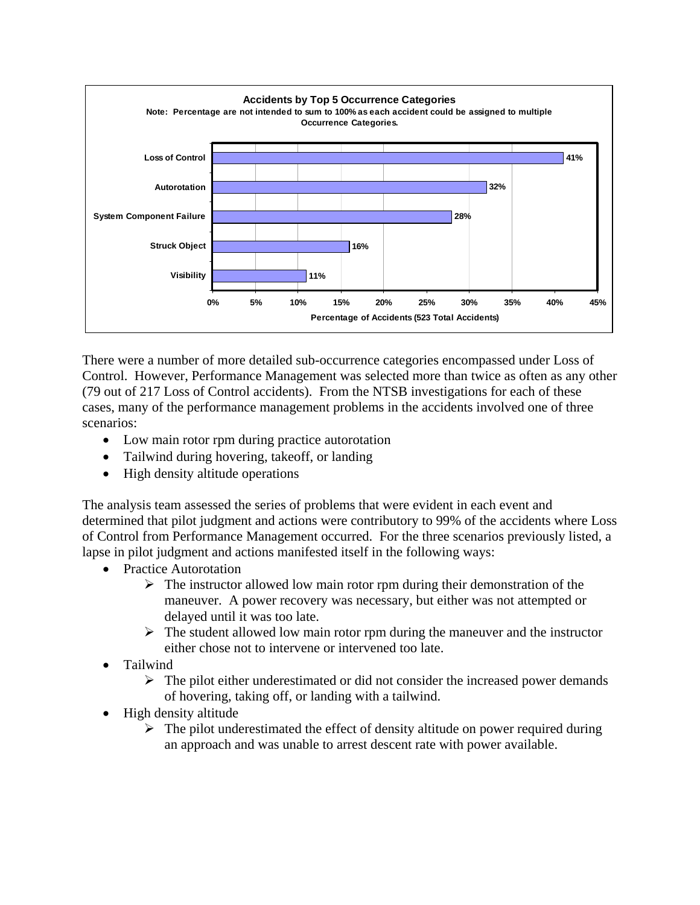**Accidents by Top 5 Occurrence Categories**

**Note: Percentage are not intended to sum to 100% as each accident could be assigned to multiple Occurrence Categories.**

| Occurrence Category | Percentage of Accidents (523 Total Accidents) |
| --- | --- |
| Loss of Control | 41% |
| Autorotation | 32% |
| System Component Failure | 28% |
| Struck Object | 16% |
| Visibility | 11% |

There were a number of more detailed sub-occurrence categories encompassed under Loss of Control. However, Performance Management was selected more than twice as often as any other (79 out of 217 Loss of Control accidents). From the NTSB investigations for each of these cases, many of the performance management problems in the accidents involved one of three scenarios:

- Low main rotor rpm during practice autorotation
- Tailwind during hovering, takeoff, or landing
- High density altitude operations

The analysis team assessed the series of problems that were evident in each event and determined that pilot judgment and actions were contributory to 99% of the accidents where Loss of Control from Performance Management occurred. For the three scenarios previously listed, a lapse in pilot judgment and actions manifested itself in the following ways:

- Practice Autorotation
  - The instructor allowed low main rotor rpm during their demonstration of the maneuver. A power recovery was necessary, but either was not attempted or delayed until it was too late.
  - The student allowed low main rotor rpm during the maneuver and the instructor either chose not to intervene or intervened too late.
- Tailwind
  - The pilot either underestimated or did not consider the increased power demands of hovering, taking off, or landing with a tailwind.
- High density altitude
  - The pilot underestimated the effect of density altitude on power required during an approach and was unable to arrest descent rate with power available.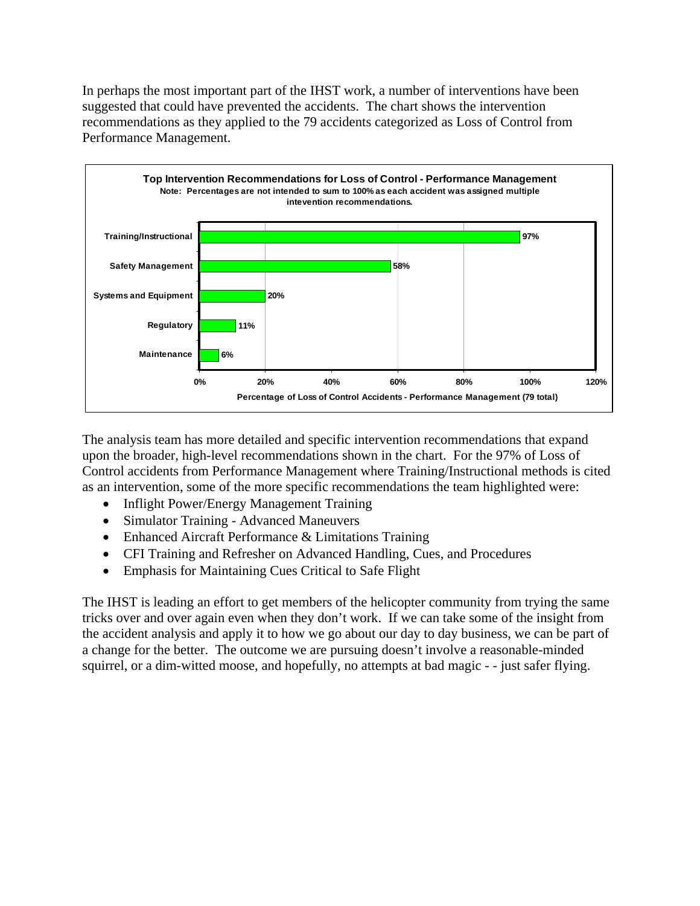In perhaps the most important part of the IHST work, a number of interventions have been suggested that could have prevented the accidents. The chart shows the intervention recommendations as they applied to the 79 accidents categorized as Loss of Control from Performance Management.

**Top Intervention Recommendations for Loss of Control - Performance Management**

Note: Percentages are not intended to sum to 100% as each accident was assigned multiple intevention recommendations.

Training/Instructional 97%

Safety Management 58%

Systems and Equipment 20%

Regulatory 11%

Maintenance 6%

0% 20% 40% 60% 80% 100% 120%

Percentage of Loss of Control Accidents - Performance Management (79 total)

The analysis team has more detailed and specific intervention recommendations that expand upon the broader, high-level recommendations shown in the chart. For the 97% of Loss of Control accidents from Performance Management where Training/Instructional methods is cited as an intervention, some of the more specific recommendations the team highlighted were:

- Inflight Power/Energy Management Training
- Simulator Training - Advanced Maneuvers
- Enhanced Aircraft Performance & Limitations Training
- CFI Training and Refresher on Advanced Handling, Cues, and Procedures
- Emphasis for Maintaining Cues Critical to Safe Flight

The IHST is leading an effort to get members of the helicopter community from trying the same tricks over and over again even when they don't work. If we can take some of the insight from the accident analysis and apply it to how we go about our day to day business, we can be part of a change for the better. The outcome we are pursuing doesn't involve a reasonable-minded squirrel, or a dim-witted moose, and hopefully, no attempts at bad magic - - just safer flying.